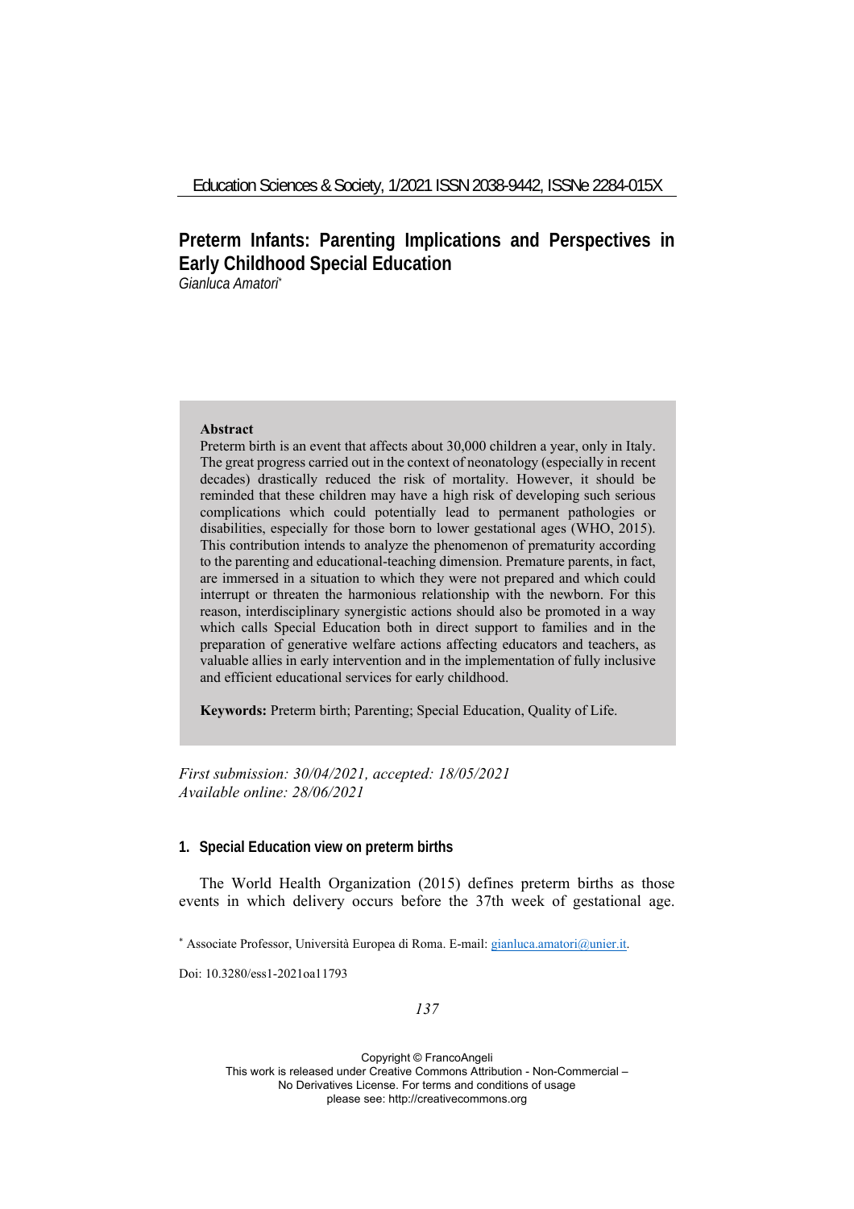# Preterm Infants: Parenting Implications and Perspectives in Early Childhood Special Education

*Gianluca Amatori*[*]

**Abstract**

Preterm birth is an event that affects about 30,000 children a year, only in Italy. The great progress carried out in the context of neonatology (especially in recent decades) drastically reduced the risk of mortality. However, it should be reminded that these children may have a high risk of developing such serious complications which could potentially lead to permanent pathologies or disabilities, especially for those born to lower gestational ages (WHO, 2015). This contribution intends to analyze the phenomenon of prematurity according to the parenting and educational-teaching dimension. Premature parents, in fact, are immersed in a situation to which they were not prepared and which could interrupt or threaten the harmonious relationship with the newborn. For this reason, interdisciplinary synergistic actions should also be promoted in a way which calls Special Education both in direct support to families and in the preparation of generative welfare actions affecting educators and teachers, as valuable allies in early intervention and in the implementation of fully inclusive and efficient educational services for early childhood.

**Keywords:** Preterm birth; Parenting; Special Education, Quality of Life.

*First submission: 30/04/2021, accepted: 18/05/2021*
*Available online: 28/06/2021*

## 1. Special Education view on preterm births

The World Health Organization (2015) defines preterm births as those events in which delivery occurs before the 37th week of gestational age.

[*] Associate Professor, Università Europea di Roma. E-mail: gianluca.amatori@unier.it.

Doi: 10.3280/ess1-2021oa11793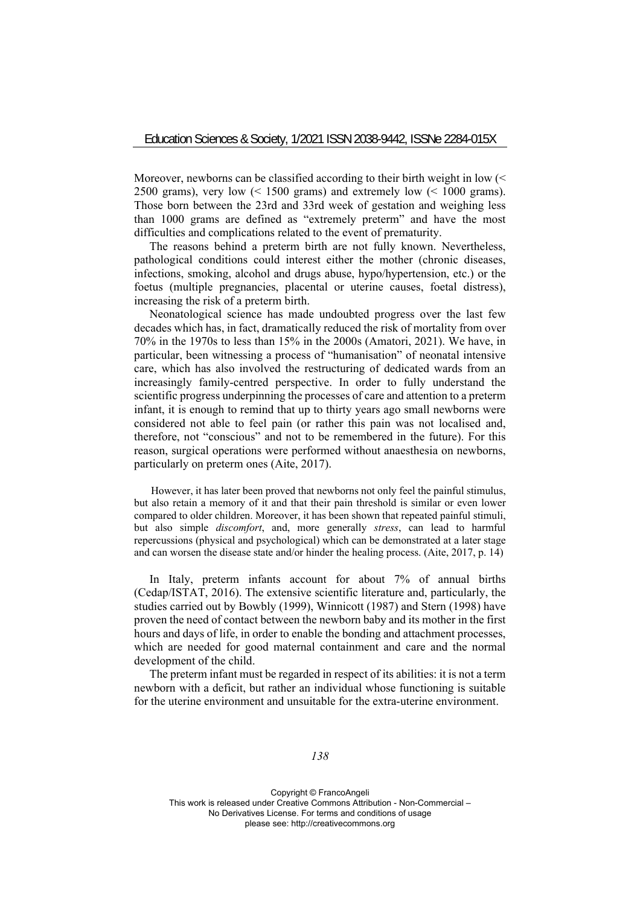Moreover, newborns can be classified according to their birth weight in low (< 2500 grams), very low (< 1500 grams) and extremely low (< 1000 grams). Those born between the 23rd and 33rd week of gestation and weighing less than 1000 grams are defined as "extremely preterm" and have the most difficulties and complications related to the event of prematurity.

The reasons behind a preterm birth are not fully known. Nevertheless, pathological conditions could interest either the mother (chronic diseases, infections, smoking, alcohol and drugs abuse, hypo/hypertension, etc.) or the foetus (multiple pregnancies, placental or uterine causes, foetal distress), increasing the risk of a preterm birth.

Neonatological science has made undoubted progress over the last few decades which has, in fact, dramatically reduced the risk of mortality from over 70% in the 1970s to less than 15% in the 2000s (Amatori, 2021). We have, in particular, been witnessing a process of "humanisation" of neonatal intensive care, which has also involved the restructuring of dedicated wards from an increasingly family-centred perspective. In order to fully understand the scientific progress underpinning the processes of care and attention to a preterm infant, it is enough to remind that up to thirty years ago small newborns were considered not able to feel pain (or rather this pain was not localised and, therefore, not "conscious" and not to be remembered in the future). For this reason, surgical operations were performed without anaesthesia on newborns, particularly on preterm ones (Aite, 2017).

> However, it has later been proved that newborns not only feel the painful stimulus, but also retain a memory of it and that their pain threshold is similar or even lower compared to older children. Moreover, it has been shown that repeated painful stimuli, but also simple *discomfort*, and, more generally *stress*, can lead to harmful repercussions (physical and psychological) which can be demonstrated at a later stage and can worsen the disease state and/or hinder the healing process. (Aite, 2017, p. 14)

In Italy, preterm infants account for about 7% of annual births (Cedap/ISTAT, 2016). The extensive scientific literature and, particularly, the studies carried out by Bowbly (1999), Winnicott (1987) and Stern (1998) have proven the need of contact between the newborn baby and its mother in the first hours and days of life, in order to enable the bonding and attachment processes, which are needed for good maternal containment and care and the normal development of the child.

The preterm infant must be regarded in respect of its abilities: it is not a term newborn with a deficit, but rather an individual whose functioning is suitable for the uterine environment and unsuitable for the extra-uterine environment.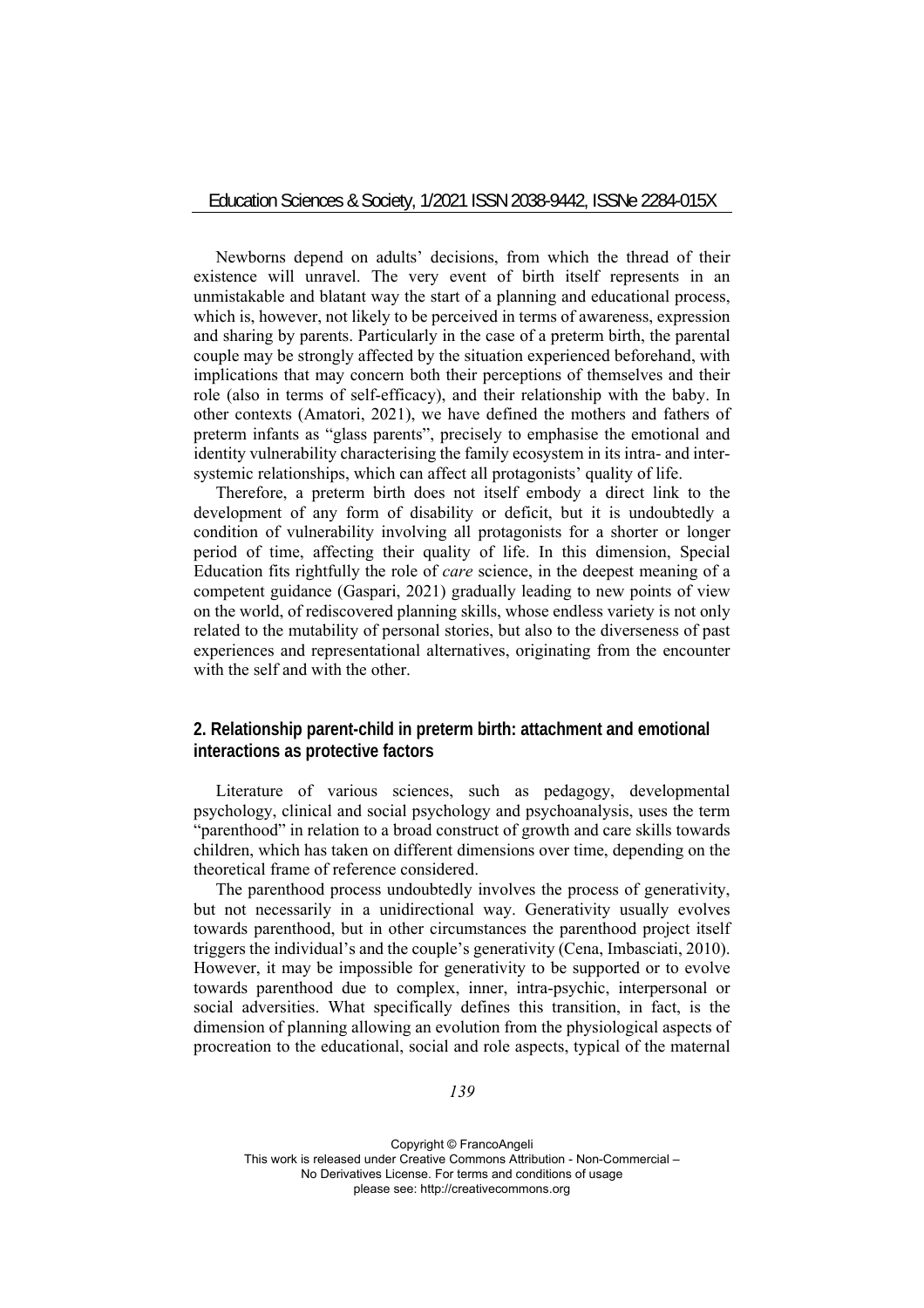Newborns depend on adults' decisions, from which the thread of their existence will unravel. The very event of birth itself represents in an unmistakable and blatant way the start of a planning and educational process, which is, however, not likely to be perceived in terms of awareness, expression and sharing by parents. Particularly in the case of a preterm birth, the parental couple may be strongly affected by the situation experienced beforehand, with implications that may concern both their perceptions of themselves and their role (also in terms of self-efficacy), and their relationship with the baby. In other contexts (Amatori, 2021), we have defined the mothers and fathers of preterm infants as "glass parents", precisely to emphasise the emotional and identity vulnerability characterising the family ecosystem in its intra- and inter-systemic relationships, which can affect all protagonists' quality of life.

Therefore, a preterm birth does not itself embody a direct link to the development of any form of disability or deficit, but it is undoubtedly a condition of vulnerability involving all protagonists for a shorter or longer period of time, affecting their quality of life. In this dimension, Special Education fits rightfully the role of *care* science, in the deepest meaning of a competent guidance (Gaspari, 2021) gradually leading to new points of view on the world, of rediscovered planning skills, whose endless variety is not only related to the mutability of personal stories, but also to the diverseness of past experiences and representational alternatives, originating from the encounter with the self and with the other.

## 2. Relationship parent-child in preterm birth: attachment and emotional interactions as protective factors

Literature of various sciences, such as pedagogy, developmental psychology, clinical and social psychology and psychoanalysis, uses the term "parenthood" in relation to a broad construct of growth and care skills towards children, which has taken on different dimensions over time, depending on the theoretical frame of reference considered.

The parenthood process undoubtedly involves the process of generativity, but not necessarily in a unidirectional way. Generativity usually evolves towards parenthood, but in other circumstances the parenthood project itself triggers the individual's and the couple's generativity (Cena, Imbasciati, 2010). However, it may be impossible for generativity to be supported or to evolve towards parenthood due to complex, inner, intra-psychic, interpersonal or social adversities. What specifically defines this transition, in fact, is the dimension of planning allowing an evolution from the physiological aspects of procreation to the educational, social and role aspects, typical of the maternal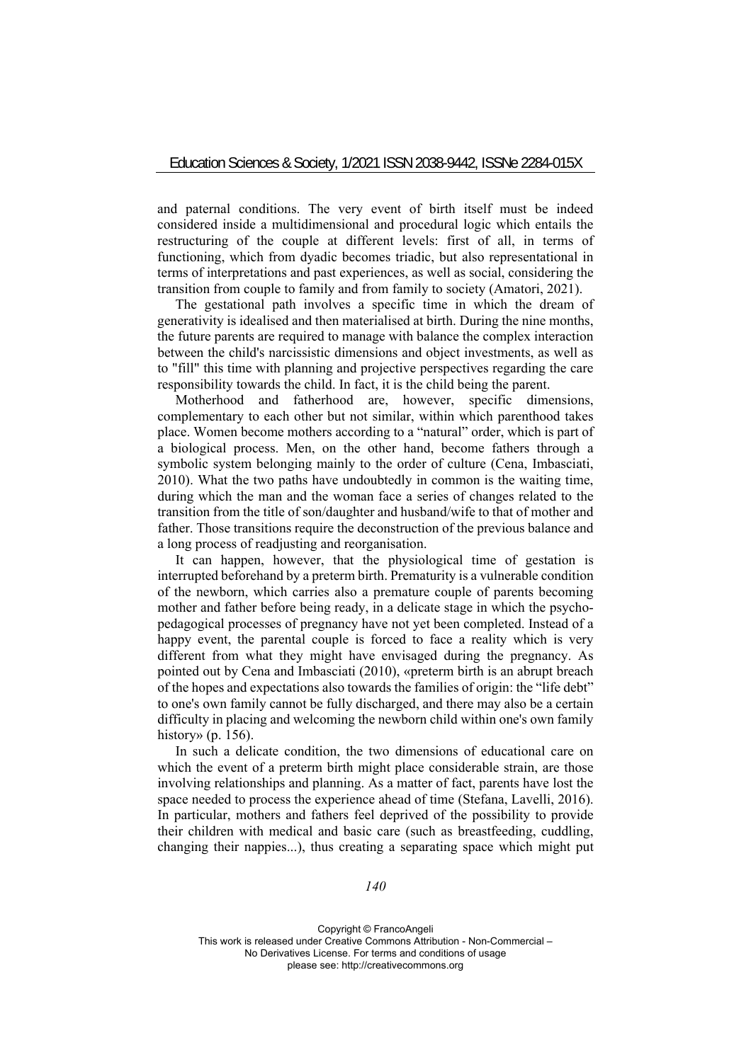and paternal conditions. The very event of birth itself must be indeed considered inside a multidimensional and procedural logic which entails the restructuring of the couple at different levels: first of all, in terms of functioning, which from dyadic becomes triadic, but also representational in terms of interpretations and past experiences, as well as social, considering the transition from couple to family and from family to society (Amatori, 2021).

The gestational path involves a specific time in which the dream of generativity is idealised and then materialised at birth. During the nine months, the future parents are required to manage with balance the complex interaction between the child's narcissistic dimensions and object investments, as well as to "fill" this time with planning and projective perspectives regarding the care responsibility towards the child. In fact, it is the child being the parent.

Motherhood and fatherhood are, however, specific dimensions, complementary to each other but not similar, within which parenthood takes place. Women become mothers according to a "natural" order, which is part of a biological process. Men, on the other hand, become fathers through a symbolic system belonging mainly to the order of culture (Cena, Imbasciati, 2010). What the two paths have undoubtedly in common is the waiting time, during which the man and the woman face a series of changes related to the transition from the title of son/daughter and husband/wife to that of mother and father. Those transitions require the deconstruction of the previous balance and a long process of readjusting and reorganisation.

It can happen, however, that the physiological time of gestation is interrupted beforehand by a preterm birth. Prematurity is a vulnerable condition of the newborn, which carries also a premature couple of parents becoming mother and father before being ready, in a delicate stage in which the psycho-pedagogical processes of pregnancy have not yet been completed. Instead of a happy event, the parental couple is forced to face a reality which is very different from what they might have envisaged during the pregnancy. As pointed out by Cena and Imbasciati (2010), «preterm birth is an abrupt breach of the hopes and expectations also towards the families of origin: the "life debt" to one's own family cannot be fully discharged, and there may also be a certain difficulty in placing and welcoming the newborn child within one's own family history» (p. 156).

In such a delicate condition, the two dimensions of educational care on which the event of a preterm birth might place considerable strain, are those involving relationships and planning. As a matter of fact, parents have lost the space needed to process the experience ahead of time (Stefana, Lavelli, 2016). In particular, mothers and fathers feel deprived of the possibility to provide their children with medical and basic care (such as breastfeeding, cuddling, changing their nappies...), thus creating a separating space which might put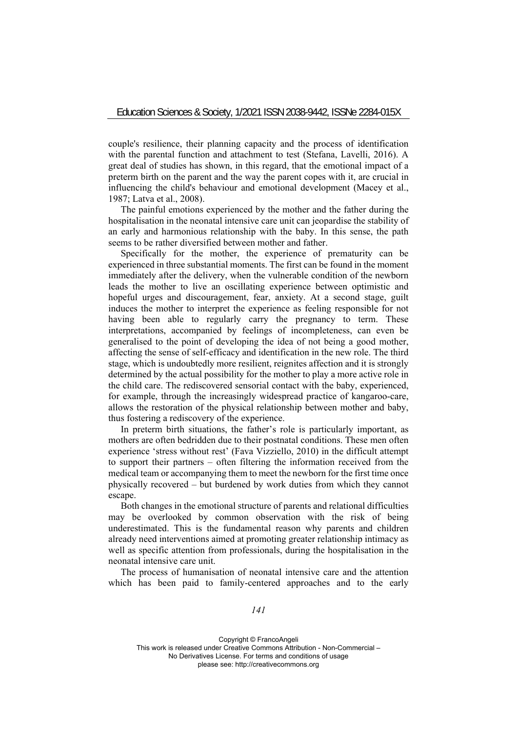couple's resilience, their planning capacity and the process of identification with the parental function and attachment to test (Stefana, Lavelli, 2016). A great deal of studies has shown, in this regard, that the emotional impact of a preterm birth on the parent and the way the parent copes with it, are crucial in influencing the child's behaviour and emotional development (Macey et al., 1987; Latva et al., 2008).

The painful emotions experienced by the mother and the father during the hospitalisation in the neonatal intensive care unit can jeopardise the stability of an early and harmonious relationship with the baby. In this sense, the path seems to be rather diversified between mother and father.

Specifically for the mother, the experience of prematurity can be experienced in three substantial moments. The first can be found in the moment immediately after the delivery, when the vulnerable condition of the newborn leads the mother to live an oscillating experience between optimistic and hopeful urges and discouragement, fear, anxiety. At a second stage, guilt induces the mother to interpret the experience as feeling responsible for not having been able to regularly carry the pregnancy to term. These interpretations, accompanied by feelings of incompleteness, can even be generalised to the point of developing the idea of not being a good mother, affecting the sense of self-efficacy and identification in the new role. The third stage, which is undoubtedly more resilient, reignites affection and it is strongly determined by the actual possibility for the mother to play a more active role in the child care. The rediscovered sensorial contact with the baby, experienced, for example, through the increasingly widespread practice of kangaroo-care, allows the restoration of the physical relationship between mother and baby, thus fostering a rediscovery of the experience.

In preterm birth situations, the father's role is particularly important, as mothers are often bedridden due to their postnatal conditions. These men often experience 'stress without rest' (Fava Vizziello, 2010) in the difficult attempt to support their partners – often filtering the information received from the medical team or accompanying them to meet the newborn for the first time once physically recovered – but burdened by work duties from which they cannot escape.

Both changes in the emotional structure of parents and relational difficulties may be overlooked by common observation with the risk of being underestimated. This is the fundamental reason why parents and children already need interventions aimed at promoting greater relationship intimacy as well as specific attention from professionals, during the hospitalisation in the neonatal intensive care unit.

The process of humanisation of neonatal intensive care and the attention which has been paid to family-centered approaches and to the early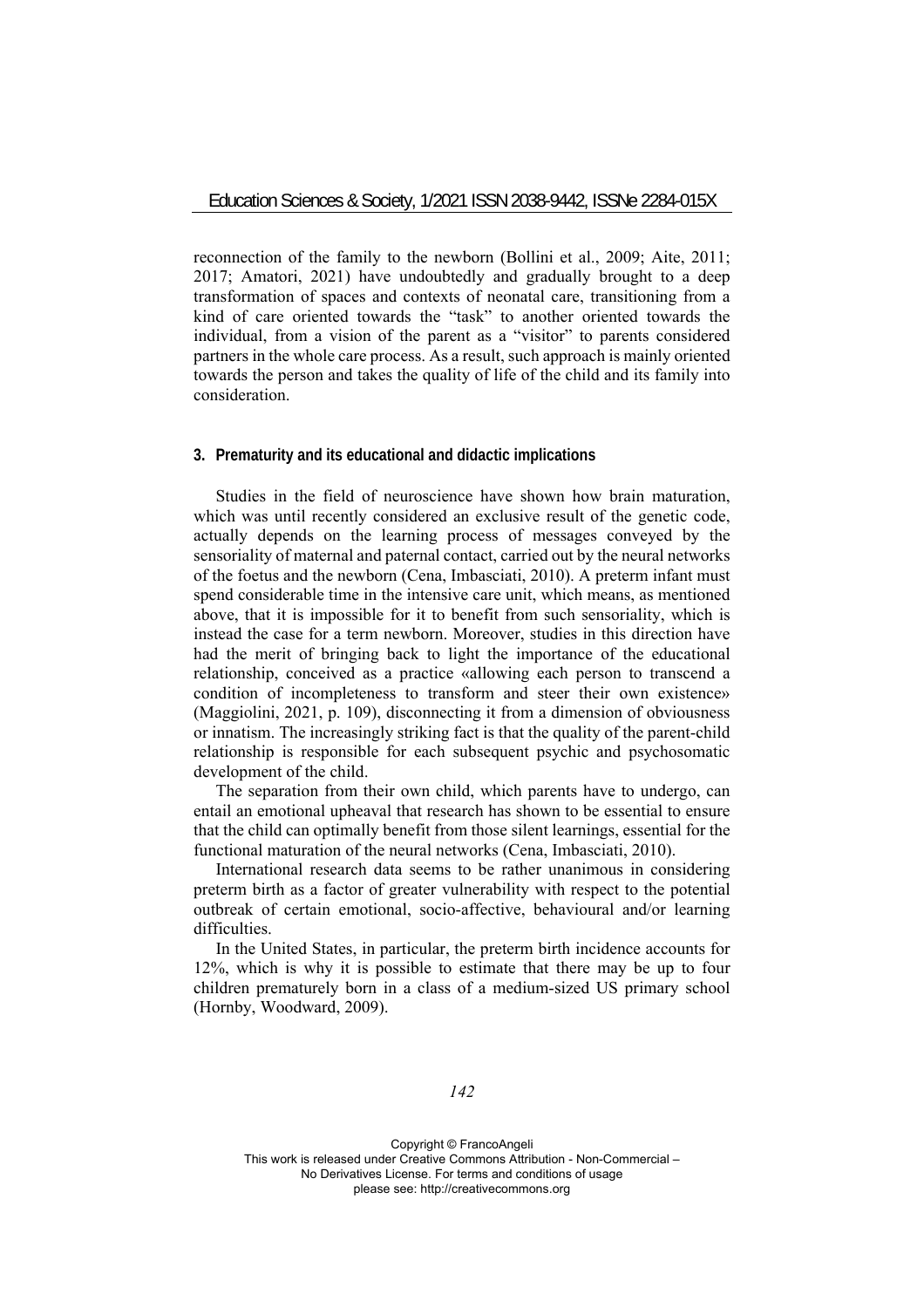reconnection of the family to the newborn (Bollini et al., 2009; Aite, 2011; 2017; Amatori, 2021) have undoubtedly and gradually brought to a deep transformation of spaces and contexts of neonatal care, transitioning from a kind of care oriented towards the "task" to another oriented towards the individual, from a vision of the parent as a "visitor" to parents considered partners in the whole care process. As a result, such approach is mainly oriented towards the person and takes the quality of life of the child and its family into consideration.

## 3. Prematurity and its educational and didactic implications

Studies in the field of neuroscience have shown how brain maturation, which was until recently considered an exclusive result of the genetic code, actually depends on the learning process of messages conveyed by the sensoriality of maternal and paternal contact, carried out by the neural networks of the foetus and the newborn (Cena, Imbasciati, 2010). A preterm infant must spend considerable time in the intensive care unit, which means, as mentioned above, that it is impossible for it to benefit from such sensoriality, which is instead the case for a term newborn. Moreover, studies in this direction have had the merit of bringing back to light the importance of the educational relationship, conceived as a practice «allowing each person to transcend a condition of incompleteness to transform and steer their own existence» (Maggiolini, 2021, p. 109), disconnecting it from a dimension of obviousness or innatism. The increasingly striking fact is that the quality of the parent-child relationship is responsible for each subsequent psychic and psychosomatic development of the child.

The separation from their own child, which parents have to undergo, can entail an emotional upheaval that research has shown to be essential to ensure that the child can optimally benefit from those silent learnings, essential for the functional maturation of the neural networks (Cena, Imbasciati, 2010).

International research data seems to be rather unanimous in considering preterm birth as a factor of greater vulnerability with respect to the potential outbreak of certain emotional, socio-affective, behavioural and/or learning difficulties.

In the United States, in particular, the preterm birth incidence accounts for 12%, which is why it is possible to estimate that there may be up to four children prematurely born in a class of a medium-sized US primary school (Hornby, Woodward, 2009).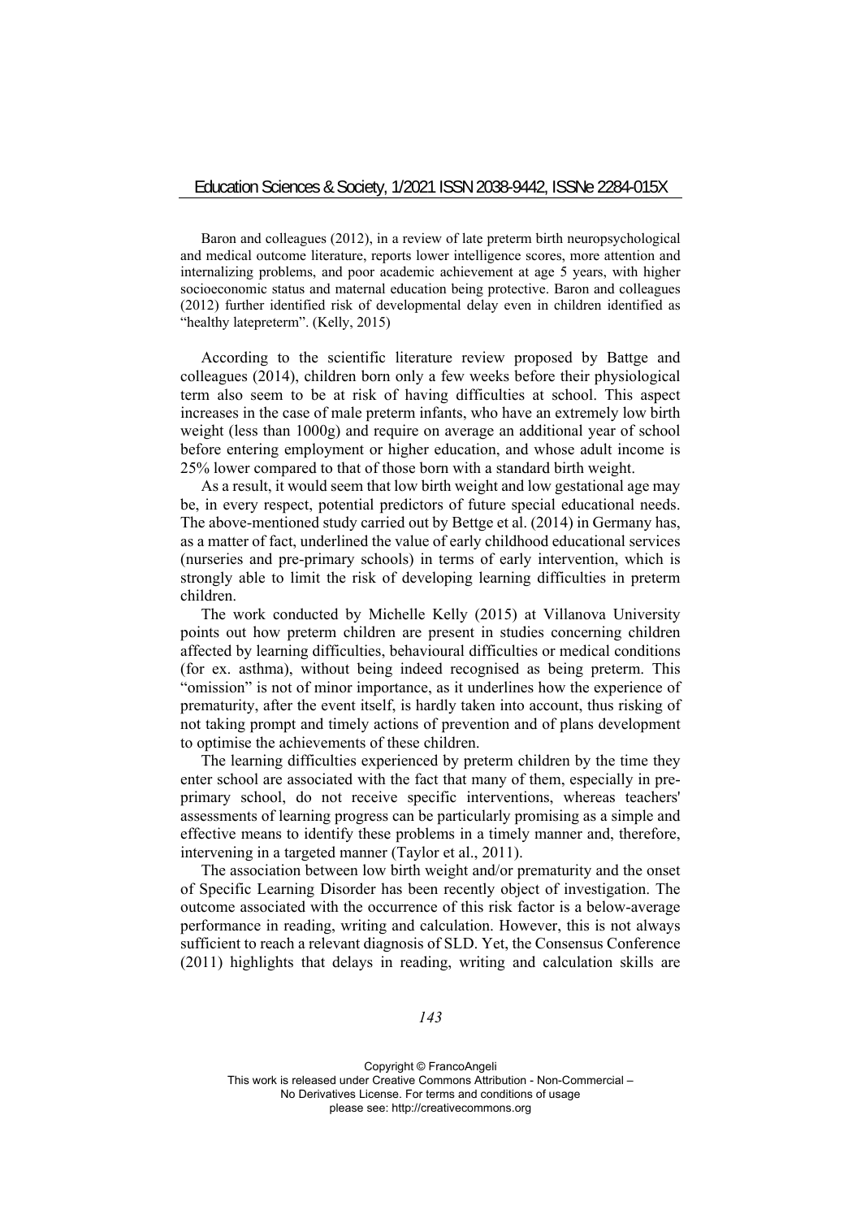Baron and colleagues (2012), in a review of late preterm birth neuropsychological and medical outcome literature, reports lower intelligence scores, more attention and internalizing problems, and poor academic achievement at age 5 years, with higher socioeconomic status and maternal education being protective. Baron and colleagues (2012) further identified risk of developmental delay even in children identified as "healthy latepreterm". (Kelly, 2015)

According to the scientific literature review proposed by Battge and colleagues (2014), children born only a few weeks before their physiological term also seem to be at risk of having difficulties at school. This aspect increases in the case of male preterm infants, who have an extremely low birth weight (less than 1000g) and require on average an additional year of school before entering employment or higher education, and whose adult income is 25% lower compared to that of those born with a standard birth weight.

As a result, it would seem that low birth weight and low gestational age may be, in every respect, potential predictors of future special educational needs. The above-mentioned study carried out by Bettge et al. (2014) in Germany has, as a matter of fact, underlined the value of early childhood educational services (nurseries and pre-primary schools) in terms of early intervention, which is strongly able to limit the risk of developing learning difficulties in preterm children.

The work conducted by Michelle Kelly (2015) at Villanova University points out how preterm children are present in studies concerning children affected by learning difficulties, behavioural difficulties or medical conditions (for ex. asthma), without being indeed recognised as being preterm. This "omission" is not of minor importance, as it underlines how the experience of prematurity, after the event itself, is hardly taken into account, thus risking of not taking prompt and timely actions of prevention and of plans development to optimise the achievements of these children.

The learning difficulties experienced by preterm children by the time they enter school are associated with the fact that many of them, especially in pre-primary school, do not receive specific interventions, whereas teachers' assessments of learning progress can be particularly promising as a simple and effective means to identify these problems in a timely manner and, therefore, intervening in a targeted manner (Taylor et al., 2011).

The association between low birth weight and/or prematurity and the onset of Specific Learning Disorder has been recently object of investigation. The outcome associated with the occurrence of this risk factor is a below-average performance in reading, writing and calculation. However, this is not always sufficient to reach a relevant diagnosis of SLD. Yet, the Consensus Conference (2011) highlights that delays in reading, writing and calculation skills are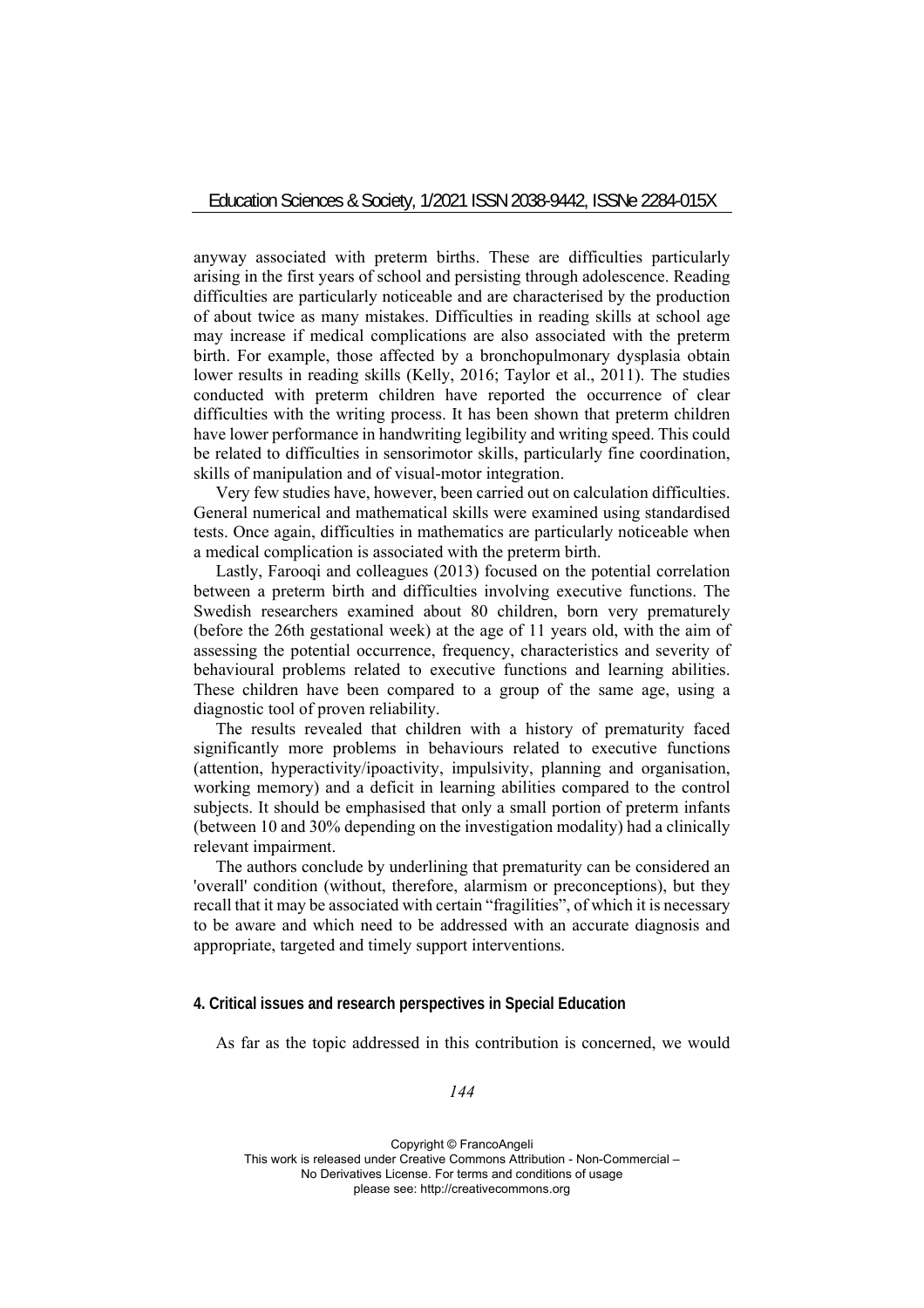anyway associated with preterm births. These are difficulties particularly arising in the first years of school and persisting through adolescence. Reading difficulties are particularly noticeable and are characterised by the production of about twice as many mistakes. Difficulties in reading skills at school age may increase if medical complications are also associated with the preterm birth. For example, those affected by a bronchopulmonary dysplasia obtain lower results in reading skills (Kelly, 2016; Taylor et al., 2011). The studies conducted with preterm children have reported the occurrence of clear difficulties with the writing process. It has been shown that preterm children have lower performance in handwriting legibility and writing speed. This could be related to difficulties in sensorimotor skills, particularly fine coordination, skills of manipulation and of visual-motor integration.

Very few studies have, however, been carried out on calculation difficulties. General numerical and mathematical skills were examined using standardised tests. Once again, difficulties in mathematics are particularly noticeable when a medical complication is associated with the preterm birth.

Lastly, Farooqi and colleagues (2013) focused on the potential correlation between a preterm birth and difficulties involving executive functions. The Swedish researchers examined about 80 children, born very prematurely (before the 26th gestational week) at the age of 11 years old, with the aim of assessing the potential occurrence, frequency, characteristics and severity of behavioural problems related to executive functions and learning abilities. These children have been compared to a group of the same age, using a diagnostic tool of proven reliability.

The results revealed that children with a history of prematurity faced significantly more problems in behaviours related to executive functions (attention, hyperactivity/ipoactivity, impulsivity, planning and organisation, working memory) and a deficit in learning abilities compared to the control subjects. It should be emphasised that only a small portion of preterm infants (between 10 and 30% depending on the investigation modality) had a clinically relevant impairment.

The authors conclude by underlining that prematurity can be considered an 'overall' condition (without, therefore, alarmism or preconceptions), but they recall that it may be associated with certain "fragilities", of which it is necessary to be aware and which need to be addressed with an accurate diagnosis and appropriate, targeted and timely support interventions.

## 4. Critical issues and research perspectives in Special Education

As far as the topic addressed in this contribution is concerned, we would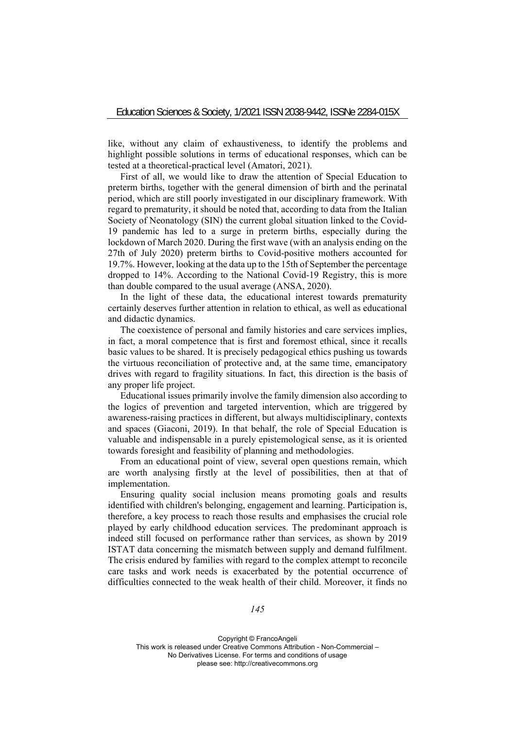like, without any claim of exhaustiveness, to identify the problems and highlight possible solutions in terms of educational responses, which can be tested at a theoretical-practical level (Amatori, 2021).

First of all, we would like to draw the attention of Special Education to preterm births, together with the general dimension of birth and the perinatal period, which are still poorly investigated in our disciplinary framework. With regard to prematurity, it should be noted that, according to data from the Italian Society of Neonatology (SIN) the current global situation linked to the Covid-19 pandemic has led to a surge in preterm births, especially during the lockdown of March 2020. During the first wave (with an analysis ending on the 27th of July 2020) preterm births to Covid-positive mothers accounted for 19.7%. However, looking at the data up to the 15th of September the percentage dropped to 14%. According to the National Covid-19 Registry, this is more than double compared to the usual average (ANSA, 2020).

In the light of these data, the educational interest towards prematurity certainly deserves further attention in relation to ethical, as well as educational and didactic dynamics.

The coexistence of personal and family histories and care services implies, in fact, a moral competence that is first and foremost ethical, since it recalls basic values to be shared. It is precisely pedagogical ethics pushing us towards the virtuous reconciliation of protective and, at the same time, emancipatory drives with regard to fragility situations. In fact, this direction is the basis of any proper life project.

Educational issues primarily involve the family dimension also according to the logics of prevention and targeted intervention, which are triggered by awareness-raising practices in different, but always multidisciplinary, contexts and spaces (Giaconi, 2019). In that behalf, the role of Special Education is valuable and indispensable in a purely epistemological sense, as it is oriented towards foresight and feasibility of planning and methodologies.

From an educational point of view, several open questions remain, which are worth analysing firstly at the level of possibilities, then at that of implementation.

Ensuring quality social inclusion means promoting goals and results identified with children's belonging, engagement and learning. Participation is, therefore, a key process to reach those results and emphasises the crucial role played by early childhood education services. The predominant approach is indeed still focused on performance rather than services, as shown by 2019 ISTAT data concerning the mismatch between supply and demand fulfilment. The crisis endured by families with regard to the complex attempt to reconcile care tasks and work needs is exacerbated by the potential occurrence of difficulties connected to the weak health of their child. Moreover, it finds no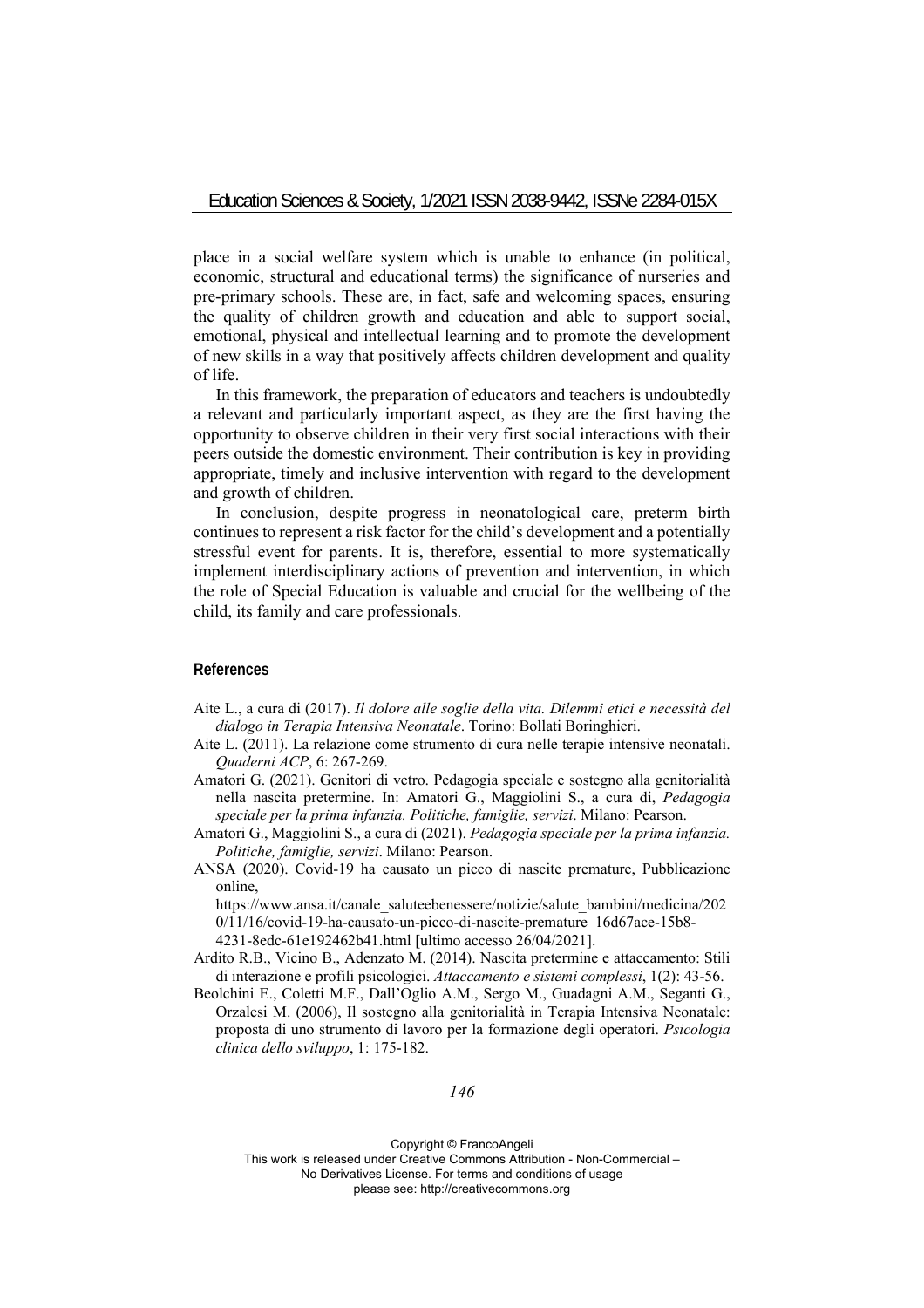place in a social welfare system which is unable to enhance (in political, economic, structural and educational terms) the significance of nurseries and pre-primary schools. These are, in fact, safe and welcoming spaces, ensuring the quality of children growth and education and able to support social, emotional, physical and intellectual learning and to promote the development of new skills in a way that positively affects children development and quality of life.

In this framework, the preparation of educators and teachers is undoubtedly a relevant and particularly important aspect, as they are the first having the opportunity to observe children in their very first social interactions with their peers outside the domestic environment. Their contribution is key in providing appropriate, timely and inclusive intervention with regard to the development and growth of children.

In conclusion, despite progress in neonatological care, preterm birth continues to represent a risk factor for the child's development and a potentially stressful event for parents. It is, therefore, essential to more systematically implement interdisciplinary actions of prevention and intervention, in which the role of Special Education is valuable and crucial for the wellbeing of the child, its family and care professionals.

## References

Aite L., a cura di (2017). *Il dolore alle soglie della vita. Dilemmi etici e necessità del dialogo in Terapia Intensiva Neonatale*. Torino: Bollati Boringhieri.

Aite L. (2011). La relazione come strumento di cura nelle terapie intensive neonatali. *Quaderni ACP*, 6: 267-269.

Amatori G. (2021). Genitori di vetro. Pedagogia speciale e sostegno alla genitorialità nella nascita pretermine. In: Amatori G., Maggiolini S., a cura di, *Pedagogia speciale per la prima infanzia. Politiche, famiglie, servizi*. Milano: Pearson.

Amatori G., Maggiolini S., a cura di (2021). *Pedagogia speciale per la prima infanzia. Politiche, famiglie, servizi*. Milano: Pearson.

ANSA (2020). Covid-19 ha causato un picco di nascite premature, Pubblicazione online, https://www.ansa.it/canale_saluteebenessere/notizie/salute_bambini/medicina/2020/11/16/covid-19-ha-causato-un-picco-di-nascite-premature_16d67ace-15b8-4231-8edc-61e192462b41.html [ultimo accesso 26/04/2021].

Ardito R.B., Vicino B., Adenzato M. (2014). Nascita pretermine e attaccamento: Stili di interazione e profili psicologici. *Attaccamento e sistemi complessi*, 1(2): 43-56.

Beolchini E., Coletti M.F., Dall'Oglio A.M., Sergo M., Guadagni A.M., Seganti G., Orzalesi M. (2006), Il sostegno alla genitorialità in Terapia Intensiva Neonatale: proposta di uno strumento di lavoro per la formazione degli operatori. *Psicologia clinica dello sviluppo*, 1: 175-182.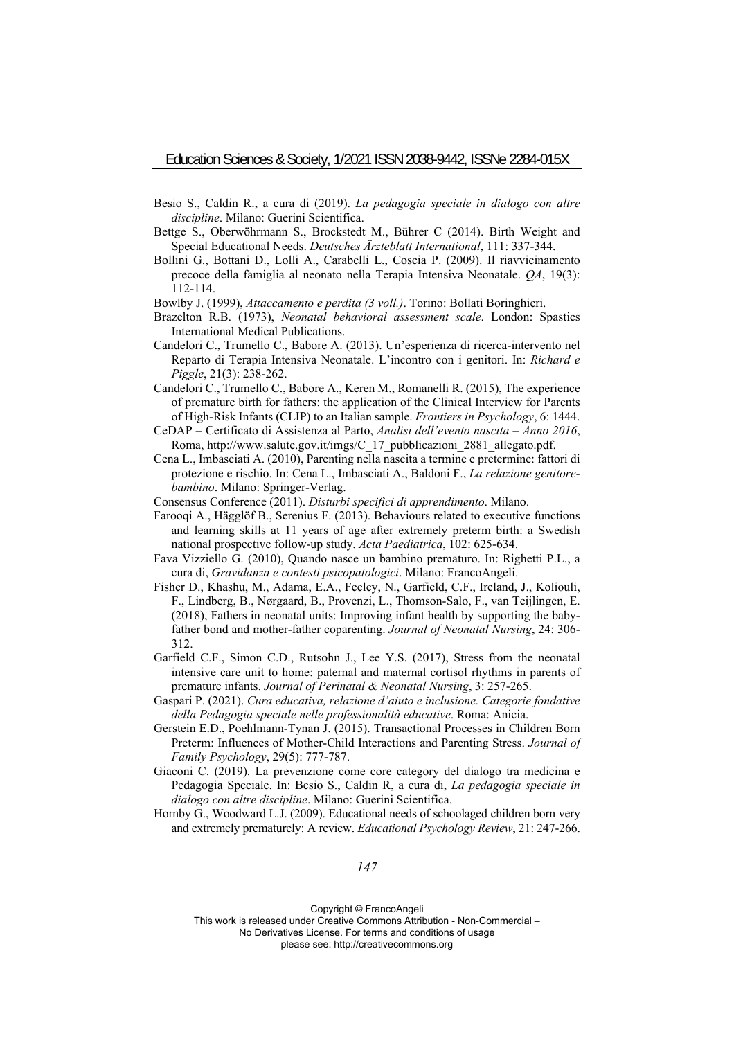Besio S., Caldin R., a cura di (2019). *La pedagogia speciale in dialogo con altre discipline*. Milano: Guerini Scientifica.

Bettge S., Oberwöhrmann S., Brockstedt M., Bührer C (2014). Birth Weight and Special Educational Needs. *Deutsches Ärzteblatt International*, 111: 337-344.

Bollini G., Bottani D., Lolli A., Carabelli L., Coscia P. (2009). Il riavvicinamento precoce della famiglia al neonato nella Terapia Intensiva Neonatale. *QA*, 19(3): 112-114.

Bowlby J. (1999), *Attaccamento e perdita (3 voll.)*. Torino: Bollati Boringhieri.

Brazelton R.B. (1973), *Neonatal behavioral assessment scale*. London: Spastics International Medical Publications.

Candelori C., Trumello C., Babore A. (2013). Un'esperienza di ricerca-intervento nel Reparto di Terapia Intensiva Neonatale. L'incontro con i genitori. In: *Richard e Piggle*, 21(3): 238-262.

Candelori C., Trumello C., Babore A., Keren M., Romanelli R. (2015), The experience of premature birth for fathers: the application of the Clinical Interview for Parents of High-Risk Infants (CLIP) to an Italian sample. *Frontiers in Psychology*, 6: 1444.

CeDAP – Certificato di Assistenza al Parto, *Analisi dell'evento nascita – Anno 2016*, Roma, http://www.salute.gov.it/imgs/C_17_pubblicazioni_2881_allegato.pdf.

Cena L., Imbasciati A. (2010), Parenting nella nascita a termine e pretermine: fattori di protezione e rischio. In: Cena L., Imbasciati A., Baldoni F., *La relazione genitore-bambino*. Milano: Springer-Verlag.

Consensus Conference (2011). *Disturbi specifici di apprendimento*. Milano.

Farooqi A., Hägglöf B., Serenius F. (2013). Behaviours related to executive functions and learning skills at 11 years of age after extremely preterm birth: a Swedish national prospective follow-up study. *Acta Paediatrica*, 102: 625-634.

Fava Vizziello G. (2010), Quando nasce un bambino prematuro. In: Righetti P.L., a cura di, *Gravidanza e contesti psicopatologici*. Milano: FrancoAngeli.

Fisher D., Khashu, M., Adama, E.A., Feeley, N., Garfield, C.F., Ireland, J., Koliouli, F., Lindberg, B., Nørgaard, B., Provenzi, L., Thomson-Salo, F., van Teijlingen, E. (2018), Fathers in neonatal units: Improving infant health by supporting the baby-father bond and mother-father coparenting. *Journal of Neonatal Nursing*, 24: 306-312.

Garfield C.F., Simon C.D., Rutsohn J., Lee Y.S. (2017), Stress from the neonatal intensive care unit to home: paternal and maternal cortisol rhythms in parents of premature infants. *Journal of Perinatal & Neonatal Nursing*, 3: 257-265.

Gaspari P. (2021). *Cura educativa, relazione d'aiuto e inclusione. Categorie fondative della Pedagogia speciale nelle professionalità educative*. Roma: Anicia.

Gerstein E.D., Poehlmann-Tynan J. (2015). Transactional Processes in Children Born Preterm: Influences of Mother-Child Interactions and Parenting Stress. *Journal of Family Psychology*, 29(5): 777-787.

Giaconi C. (2019). La prevenzione come core category del dialogo tra medicina e Pedagogia Speciale. In: Besio S., Caldin R, a cura di, *La pedagogia speciale in dialogo con altre discipline*. Milano: Guerini Scientifica.

Hornby G., Woodward L.J. (2009). Educational needs of schoolaged children born very and extremely prematurely: A review. *Educational Psychology Review*, 21: 247-266.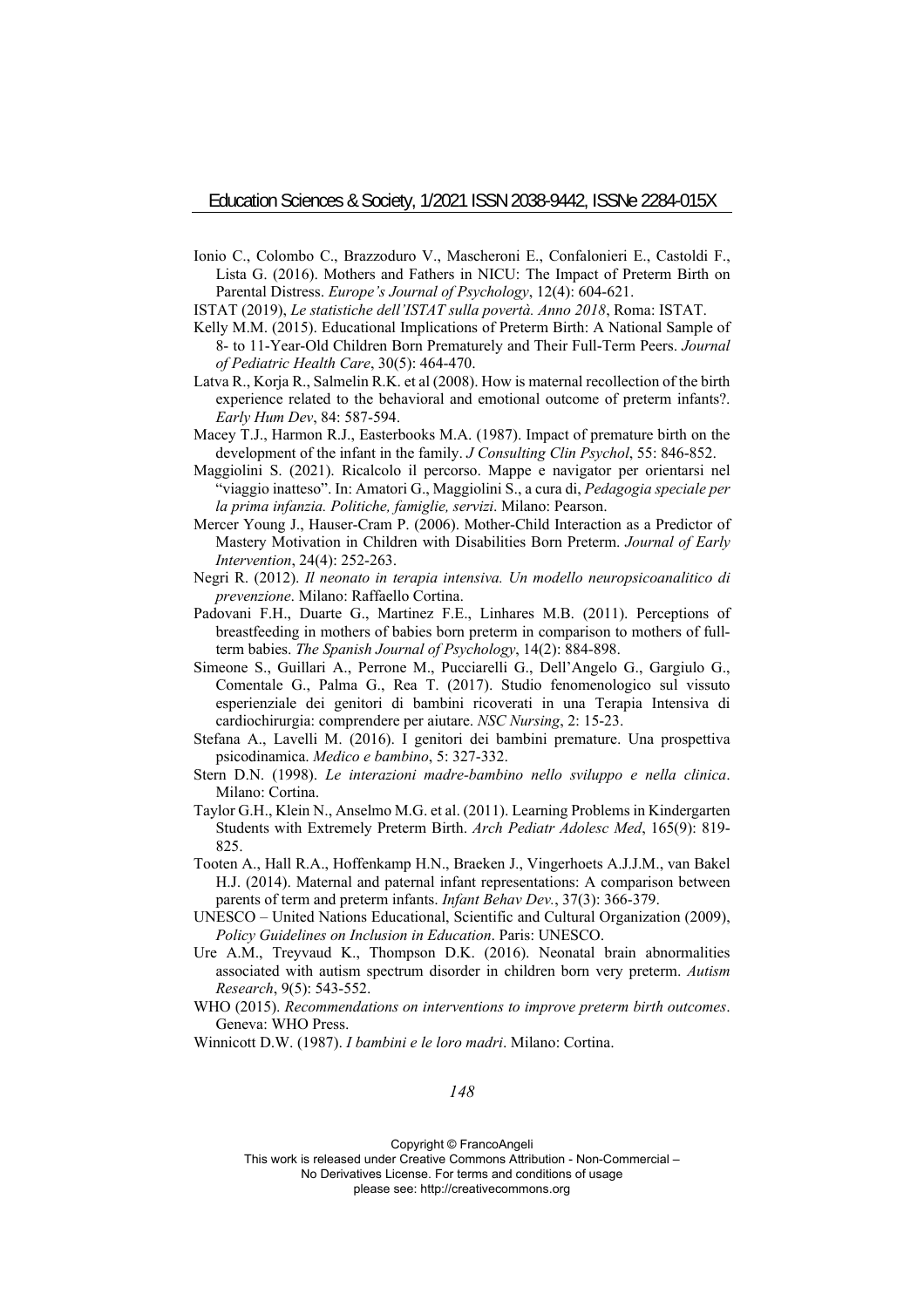Ionio C., Colombo C., Brazzoduro V., Mascheroni E., Confalonieri E., Castoldi F., Lista G. (2016). Mothers and Fathers in NICU: The Impact of Preterm Birth on Parental Distress. *Europe's Journal of Psychology*, 12(4): 604-621.

ISTAT (2019), *Le statistiche dell'ISTAT sulla povertà. Anno 2018*, Roma: ISTAT.

Kelly M.M. (2015). Educational Implications of Preterm Birth: A National Sample of 8- to 11-Year-Old Children Born Prematurely and Their Full-Term Peers. *Journal of Pediatric Health Care*, 30(5): 464-470.

Latva R., Korja R., Salmelin R.K. et al (2008). How is maternal recollection of the birth experience related to the behavioral and emotional outcome of preterm infants?. *Early Hum Dev*, 84: 587-594.

Macey T.J., Harmon R.J., Easterbooks M.A. (1987). Impact of premature birth on the development of the infant in the family. *J Consulting Clin Psychol*, 55: 846-852.

Maggiolini S. (2021). Ricalcolo il percorso. Mappe e navigator per orientarsi nel "viaggio inatteso". In: Amatori G., Maggiolini S., a cura di, *Pedagogia speciale per la prima infanzia. Politiche, famiglie, servizi*. Milano: Pearson.

Mercer Young J., Hauser-Cram P. (2006). Mother-Child Interaction as a Predictor of Mastery Motivation in Children with Disabilities Born Preterm. *Journal of Early Intervention*, 24(4): 252-263.

Negri R. (2012). *Il neonato in terapia intensiva. Un modello neuropsicoanalitico di prevenzione*. Milano: Raffaello Cortina.

Padovani F.H., Duarte G., Martinez F.E., Linhares M.B. (2011). Perceptions of breastfeeding in mothers of babies born preterm in comparison to mothers of full-term babies. *The Spanish Journal of Psychology*, 14(2): 884-898.

Simeone S., Guillari A., Perrone M., Pucciarelli G., Dell'Angelo G., Gargiulo G., Comentale G., Palma G., Rea T. (2017). Studio fenomenologico sul vissuto esperienziale dei genitori di bambini ricoverati in una Terapia Intensiva di cardiochirurgia: comprendere per aiutare. *NSC Nursing*, 2: 15-23.

Stefana A., Lavelli M. (2016). I genitori dei bambini premature. Una prospettiva psicodinamica. *Medico e bambino*, 5: 327-332.

Stern D.N. (1998). *Le interazioni madre-bambino nello sviluppo e nella clinica*. Milano: Cortina.

Taylor G.H., Klein N., Anselmo M.G. et al. (2011). Learning Problems in Kindergarten Students with Extremely Preterm Birth. *Arch Pediatr Adolesc Med*, 165(9): 819-825.

Tooten A., Hall R.A., Hoffenkamp H.N., Braeken J., Vingerhoets A.J.J.M., van Bakel H.J. (2014). Maternal and paternal infant representations: A comparison between parents of term and preterm infants. *Infant Behav Dev.*, 37(3): 366-379.

UNESCO – United Nations Educational, Scientific and Cultural Organization (2009), *Policy Guidelines on Inclusion in Education*. Paris: UNESCO.

Ure A.M., Treyvaud K., Thompson D.K. (2016). Neonatal brain abnormalities associated with autism spectrum disorder in children born very preterm. *Autism Research*, 9(5): 543-552.

WHO (2015). *Recommendations on interventions to improve preterm birth outcomes*. Geneva: WHO Press.

Winnicott D.W. (1987). *I bambini e le loro madri*. Milano: Cortina.